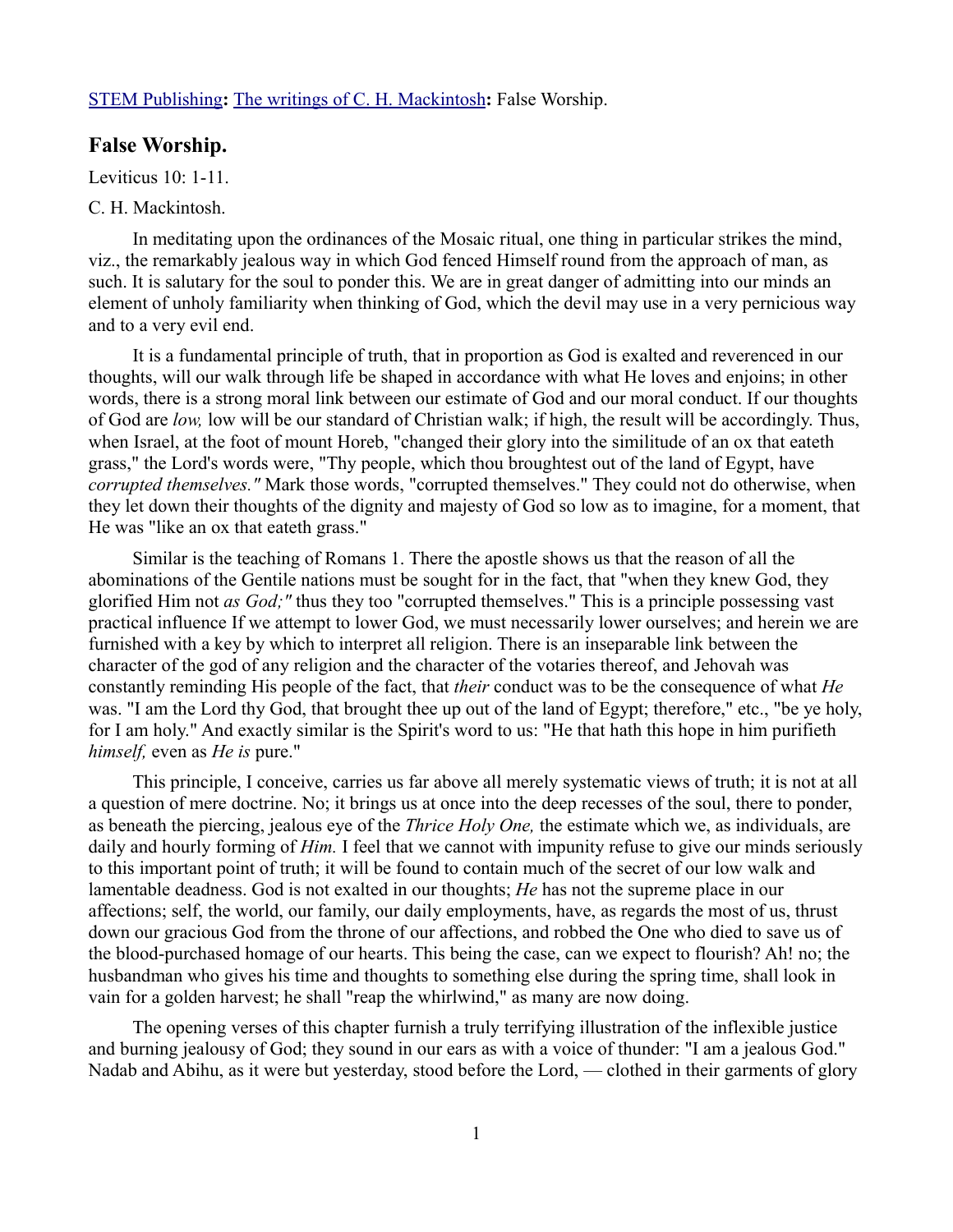STEM Publishing**:** The writings of C. H. Mackintosh**:** False Worship.

## False Worship.

Leviticus 10: 1-11.

C. H. Mackintosh.

In meditating upon the ordinances of the Mosaic ritual, one thing in particular strikes the mind, viz., the remarkably jealous way in which God fenced Himself round from the approach of man, as such. It is salutary for the soul to ponder this. We are in great danger of admitting into our minds an element of unholy familiarity when thinking of God, which the devil may use in a very pernicious way and to a very evil end.

It is a fundamental principle of truth, that in proportion as God is exalted and reverenced in our thoughts, will our walk through life be shaped in accordance with what He loves and enjoins; in other words, there is a strong moral link between our estimate of God and our moral conduct. If our thoughts of God are *low,* low will be our standard of Christian walk; if high, the result will be accordingly. Thus, when Israel, at the foot of mount Horeb, "changed their glory into the similitude of an ox that eateth grass," the Lord's words were, "Thy people, which thou broughtest out of the land of Egypt, have *corrupted themselves."* Mark those words, "corrupted themselves." They could not do otherwise, when they let down their thoughts of the dignity and majesty of God so low as to imagine, for a moment, that He was "like an ox that eateth grass."

Similar is the teaching of Romans 1. There the apostle shows us that the reason of all the abominations of the Gentile nations must be sought for in the fact, that "when they knew God, they glorified Him not *as God;"* thus they too "corrupted themselves." This is a principle possessing vast practical influence If we attempt to lower God, we must necessarily lower ourselves; and herein we are furnished with a key by which to interpret all religion. There is an inseparable link between the character of the god of any religion and the character of the votaries thereof, and Jehovah was constantly reminding His people of the fact, that *their* conduct was to be the consequence of what *He* was. "I am the Lord thy God, that brought thee up out of the land of Egypt; therefore," etc., "be ye holy, for I am holy." And exactly similar is the Spirit's word to us: "He that hath this hope in him purifieth *himself,* even as *He is* pure."

This principle, I conceive, carries us far above all merely systematic views of truth; it is not at all a question of mere doctrine. No; it brings us at once into the deep recesses of the soul, there to ponder, as beneath the piercing, jealous eye of the *Thrice Holy One,* the estimate which we, as individuals, are daily and hourly forming of *Him.* I feel that we cannot with impunity refuse to give our minds seriously to this important point of truth; it will be found to contain much of the secret of our low walk and lamentable deadness. God is not exalted in our thoughts; *He* has not the supreme place in our affections; self, the world, our family, our daily employments, have, as regards the most of us, thrust down our gracious God from the throne of our affections, and robbed the One who died to save us of the blood-purchased homage of our hearts. This being the case, can we expect to flourish? Ah! no; the husbandman who gives his time and thoughts to something else during the spring time, shall look in vain for a golden harvest; he shall "reap the whirlwind," as many are now doing.

The opening verses of this chapter furnish a truly terrifying illustration of the inflexible justice and burning jealousy of God; they sound in our ears as with a voice of thunder: "I am a jealous God." Nadab and Abihu, as it were but yesterday, stood before the Lord, — clothed in their garments of glory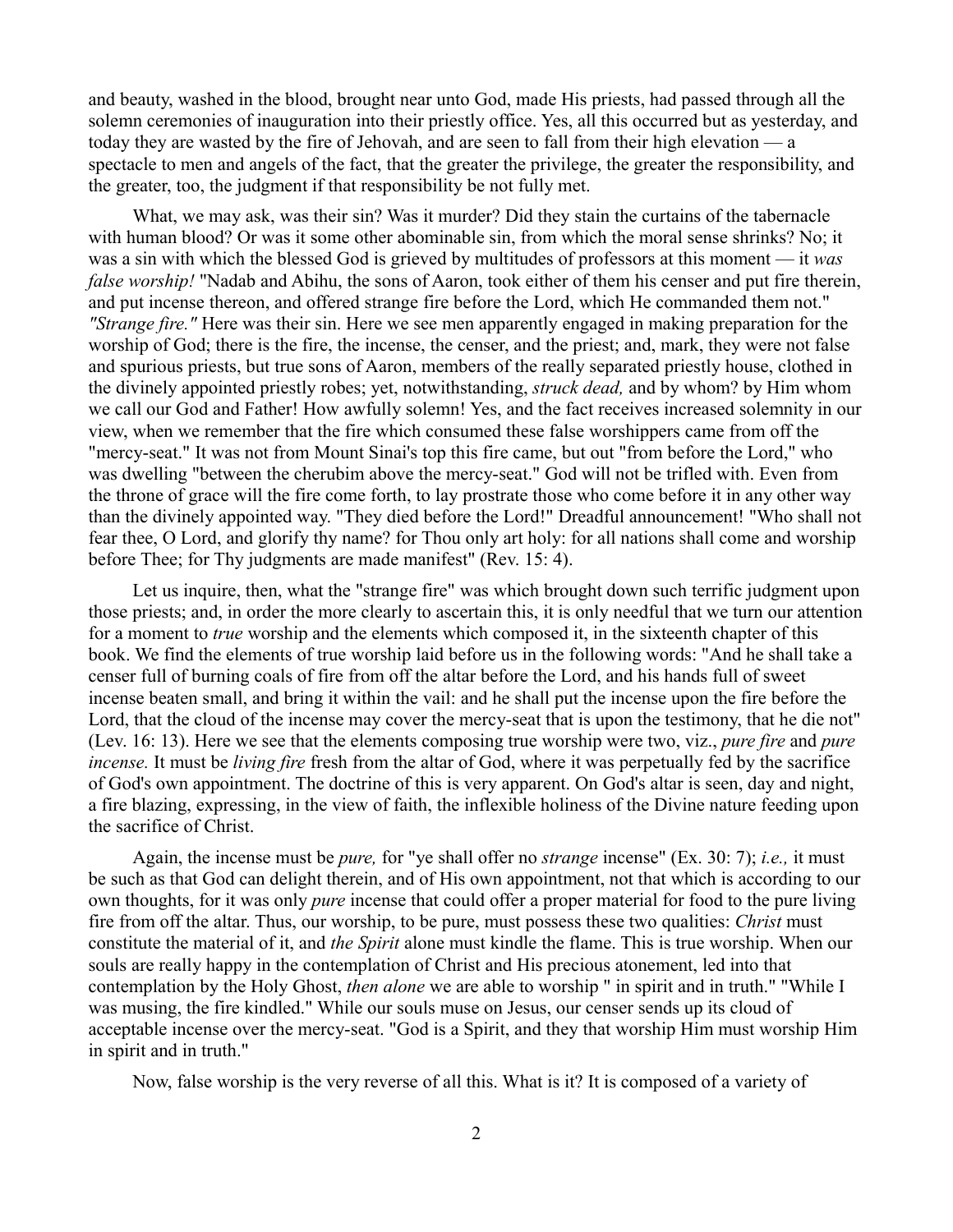and beauty, washed in the blood, brought near unto God, made His priests, had passed through all the solemn ceremonies of inauguration into their priestly office. Yes, all this occurred but as yesterday, and today they are wasted by the fire of Jehovah, and are seen to fall from their high elevation — a spectacle to men and angels of the fact, that the greater the privilege, the greater the responsibility, and the greater, too, the judgment if that responsibility be not fully met.

What, we may ask, was their sin? Was it murder? Did they stain the curtains of the tabernacle with human blood? Or was it some other abominable sin, from which the moral sense shrinks? No; it was a sin with which the blessed God is grieved by multitudes of professors at this moment — it *was false worship!* "Nadab and Abihu, the sons of Aaron, took either of them his censer and put fire therein, and put incense thereon, and offered strange fire before the Lord, which He commanded them not." *"Strange fire."* Here was their sin. Here we see men apparently engaged in making preparation for the worship of God; there is the fire, the incense, the censer, and the priest; and, mark, they were not false and spurious priests, but true sons of Aaron, members of the really separated priestly house, clothed in the divinely appointed priestly robes; yet, notwithstanding, *struck dead,* and by whom? by Him whom we call our God and Father! How awfully solemn! Yes, and the fact receives increased solemnity in our view, when we remember that the fire which consumed these false worshippers came from off the "mercy-seat." It was not from Mount Sinai's top this fire came, but out "from before the Lord," who was dwelling "between the cherubim above the mercy-seat." God will not be trifled with. Even from the throne of grace will the fire come forth, to lay prostrate those who come before it in any other way than the divinely appointed way. "They died before the Lord!" Dreadful announcement! "Who shall not fear thee, O Lord, and glorify thy name? for Thou only art holy: for all nations shall come and worship before Thee; for Thy judgments are made manifest" (Rev. 15: 4).

Let us inquire, then, what the "strange fire" was which brought down such terrific judgment upon those priests; and, in order the more clearly to ascertain this, it is only needful that we turn our attention for a moment to *true* worship and the elements which composed it, in the sixteenth chapter of this book. We find the elements of true worship laid before us in the following words: "And he shall take a censer full of burning coals of fire from off the altar before the Lord, and his hands full of sweet incense beaten small, and bring it within the vail: and he shall put the incense upon the fire before the Lord, that the cloud of the incense may cover the mercy-seat that is upon the testimony, that he die not" (Lev. 16: 13). Here we see that the elements composing true worship were two, viz., *pure fire* and *pure incense.* It must be *living fire* fresh from the altar of God, where it was perpetually fed by the sacrifice of God's own appointment. The doctrine of this is very apparent. On God's altar is seen, day and night, a fire blazing, expressing, in the view of faith, the inflexible holiness of the Divine nature feeding upon the sacrifice of Christ.

Again, the incense must be *pure,* for "ye shall offer no *strange* incense" (Ex. 30: 7); *i.e.,* it must be such as that God can delight therein, and of His own appointment, not that which is according to our own thoughts, for it was only *pure* incense that could offer a proper material for food to the pure living fire from off the altar. Thus, our worship, to be pure, must possess these two qualities: *Christ* must constitute the material of it, and *the Spirit* alone must kindle the flame. This is true worship. When our souls are really happy in the contemplation of Christ and His precious atonement, led into that contemplation by the Holy Ghost, *then alone* we are able to worship " in spirit and in truth." "While I was musing, the fire kindled." While our souls muse on Jesus, our censer sends up its cloud of acceptable incense over the mercy-seat. "God is a Spirit, and they that worship Him must worship Him in spirit and in truth."

Now, false worship is the very reverse of all this. What is it? It is composed of a variety of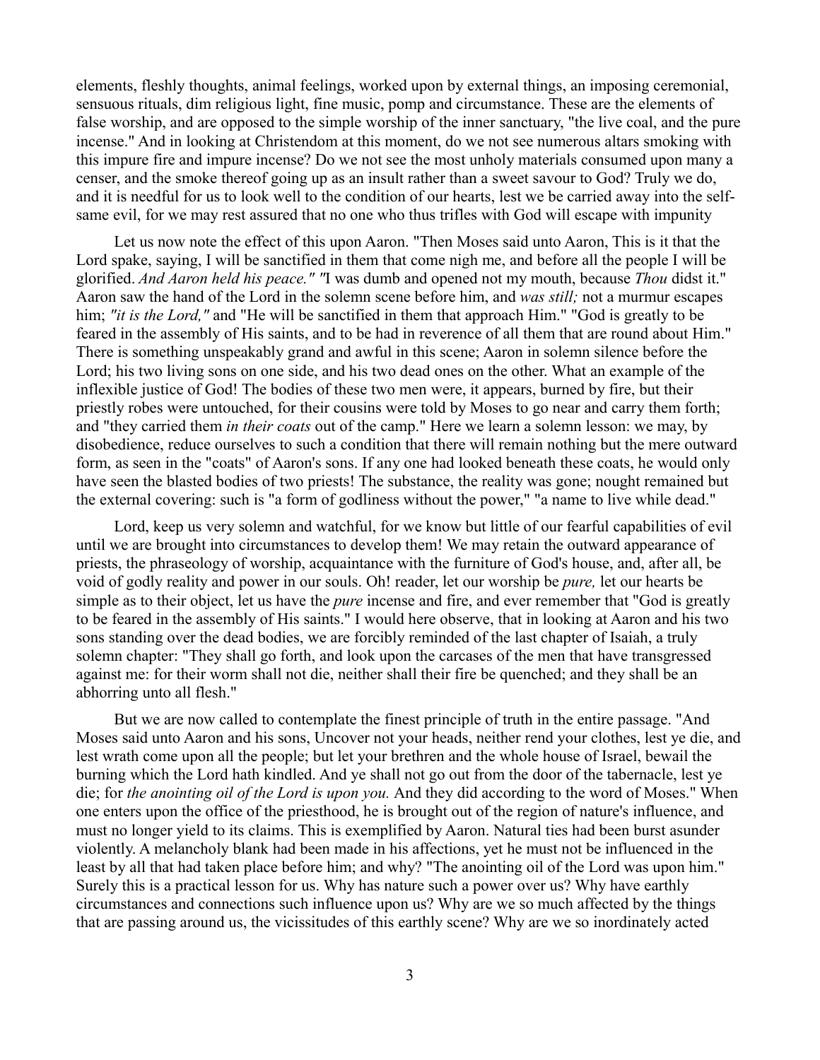elements, fleshly thoughts, animal feelings, worked upon by external things, an imposing ceremonial, sensuous rituals, dim religious light, fine music, pomp and circumstance. These are the elements of false worship, and are opposed to the simple worship of the inner sanctuary, "the live coal, and the pure incense." And in looking at Christendom at this moment, do we not see numerous altars smoking with this impure fire and impure incense? Do we not see the most unholy materials consumed upon many a censer, and the smoke thereof going up as an insult rather than a sweet savour to God? Truly we do, and it is needful for us to look well to the condition of our hearts, lest we be carried away into the self-same evil, for we may rest assured that no one who thus trifles with God will escape with impunity

Let us now note the effect of this upon Aaron. "Then Moses said unto Aaron, This is it that the Lord spake, saying, I will be sanctified in them that come nigh me, and before all the people I will be glorified. *And Aaron held his peace." "*I was dumb and opened not my mouth, because *Thou* didst it." Aaron saw the hand of the Lord in the solemn scene before him, and *was still;* not a murmur escapes him; *"it is the Lord,"* and "He will be sanctified in them that approach Him." "God is greatly to be feared in the assembly of His saints, and to be had in reverence of all them that are round about Him." There is something unspeakably grand and awful in this scene; Aaron in solemn silence before the Lord; his two living sons on one side, and his two dead ones on the other. What an example of the inflexible justice of God! The bodies of these two men were, it appears, burned by fire, but their priestly robes were untouched, for their cousins were told by Moses to go near and carry them forth; and "they carried them *in their coats* out of the camp." Here we learn a solemn lesson: we may, by disobedience, reduce ourselves to such a condition that there will remain nothing but the mere outward form, as seen in the "coats" of Aaron's sons. If any one had looked beneath these coats, he would only have seen the blasted bodies of two priests! The substance, the reality was gone; nought remained but the external covering: such is "a form of godliness without the power," "a name to live while dead."

Lord, keep us very solemn and watchful, for we know but little of our fearful capabilities of evil until we are brought into circumstances to develop them! We may retain the outward appearance of priests, the phraseology of worship, acquaintance with the furniture of God's house, and, after all, be void of godly reality and power in our souls. Oh! reader, let our worship be *pure,* let our hearts be simple as to their object, let us have the *pure* incense and fire, and ever remember that "God is greatly to be feared in the assembly of His saints." I would here observe, that in looking at Aaron and his two sons standing over the dead bodies, we are forcibly reminded of the last chapter of Isaiah, a truly solemn chapter: "They shall go forth, and look upon the carcases of the men that have transgressed against me: for their worm shall not die, neither shall their fire be quenched; and they shall be an abhorring unto all flesh."

But we are now called to contemplate the finest principle of truth in the entire passage. "And Moses said unto Aaron and his sons, Uncover not your heads, neither rend your clothes, lest ye die, and lest wrath come upon all the people; but let your brethren and the whole house of Israel, bewail the burning which the Lord hath kindled. And ye shall not go out from the door of the tabernacle, lest ye die; for *the anointing oil of the Lord is upon you.* And they did according to the word of Moses." When one enters upon the office of the priesthood, he is brought out of the region of nature's influence, and must no longer yield to its claims. This is exemplified by Aaron. Natural ties had been burst asunder violently. A melancholy blank had been made in his affections, yet he must not be influenced in the least by all that had taken place before him; and why? "The anointing oil of the Lord was upon him." Surely this is a practical lesson for us. Why has nature such a power over us? Why have earthly circumstances and connections such influence upon us? Why are we so much affected by the things that are passing around us, the vicissitudes of this earthly scene? Why are we so inordinately acted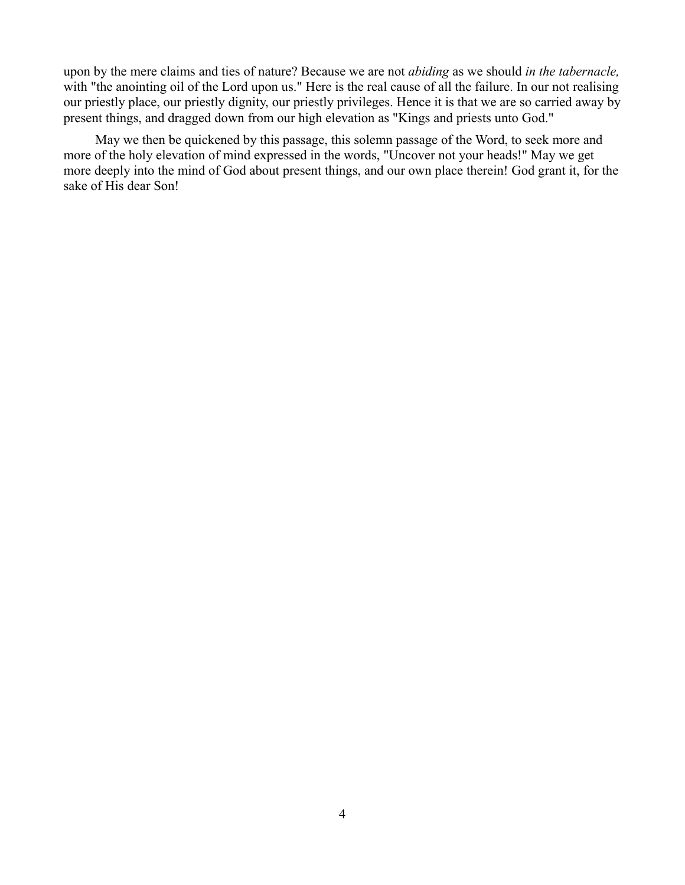upon by the mere claims and ties of nature? Because we are not *abiding* as we should *in the tabernacle,* with "the anointing oil of the Lord upon us." Here is the real cause of all the failure. In our not realising our priestly place, our priestly dignity, our priestly privileges. Hence it is that we are so carried away by present things, and dragged down from our high elevation as "Kings and priests unto God."

May we then be quickened by this passage, this solemn passage of the Word, to seek more and more of the holy elevation of mind expressed in the words, "Uncover not your heads!" May we get more deeply into the mind of God about present things, and our own place therein! God grant it, for the sake of His dear Son!